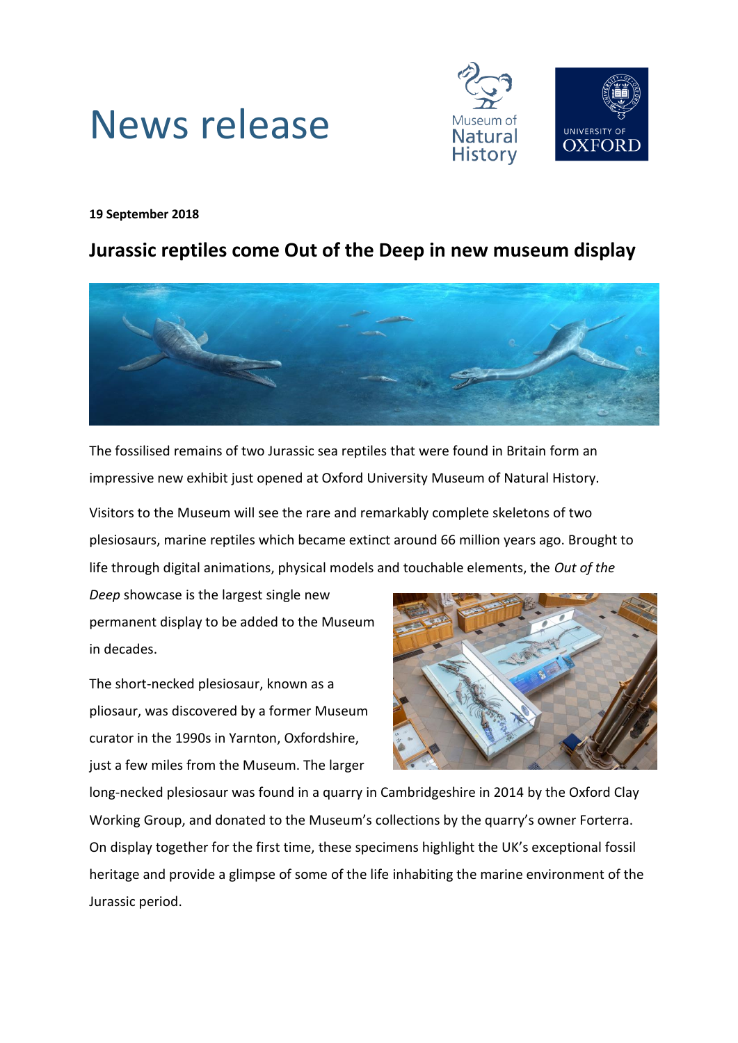# News release

**19 September 2018**

## Jurassic reptiles come Out of the Deep in new museum display

The fossilised remains of two Jurassic sea reptiles that were found in Britain form an impressive new exhibit just opened at Oxford University Museum of Natural History.

Visitors to the Museum will see the rare and remarkably complete skeletons of two plesiosaurs, marine reptiles which became extinct around 66 million years ago. Brought to life through digital animations, physical models and touchable elements, the *Out of the Deep* showcase is the largest single new permanent display to be added to the Museum in decades.

The short-necked plesiosaur, known as a pliosaur, was discovered by a former Museum curator in the 1990s in Yarnton, Oxfordshire, just a few miles from the Museum. The larger long-necked plesiosaur was found in a quarry in Cambridgeshire in 2014 by the Oxford Clay Working Group, and donated to the Museum's collections by the quarry's owner Forterra. On display together for the first time, these specimens highlight the UK's exceptional fossil heritage and provide a glimpse of some of the life inhabiting the marine environment of the Jurassic period.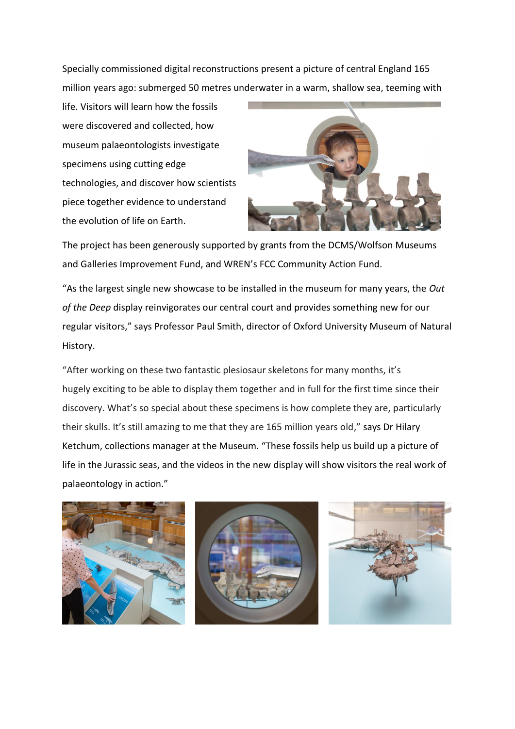Specially commissioned digital reconstructions present a picture of central England 165 million years ago: submerged 50 metres underwater in a warm, shallow sea, teeming with life. Visitors will learn how the fossils were discovered and collected, how museum palaeontologists investigate specimens using cutting edge technologies, and discover how scientists piece together evidence to understand the evolution of life on Earth.

The project has been generously supported by grants from the DCMS/Wolfson Museums and Galleries Improvement Fund, and WREN's FCC Community Action Fund.

"As the largest single new showcase to be installed in the museum for many years, the *Out of the Deep* display reinvigorates our central court and provides something new for our regular visitors," says Professor Paul Smith, director of Oxford University Museum of Natural History.

"After working on these two fantastic plesiosaur skeletons for many months, it's hugely exciting to be able to display them together and in full for the first time since their discovery. What's so special about these specimens is how complete they are, particularly their skulls. It's still amazing to me that they are 165 million years old," says Dr Hilary Ketchum, collections manager at the Museum. "These fossils help us build up a picture of life in the Jurassic seas, and the videos in the new display will show visitors the real work of palaeontology in action."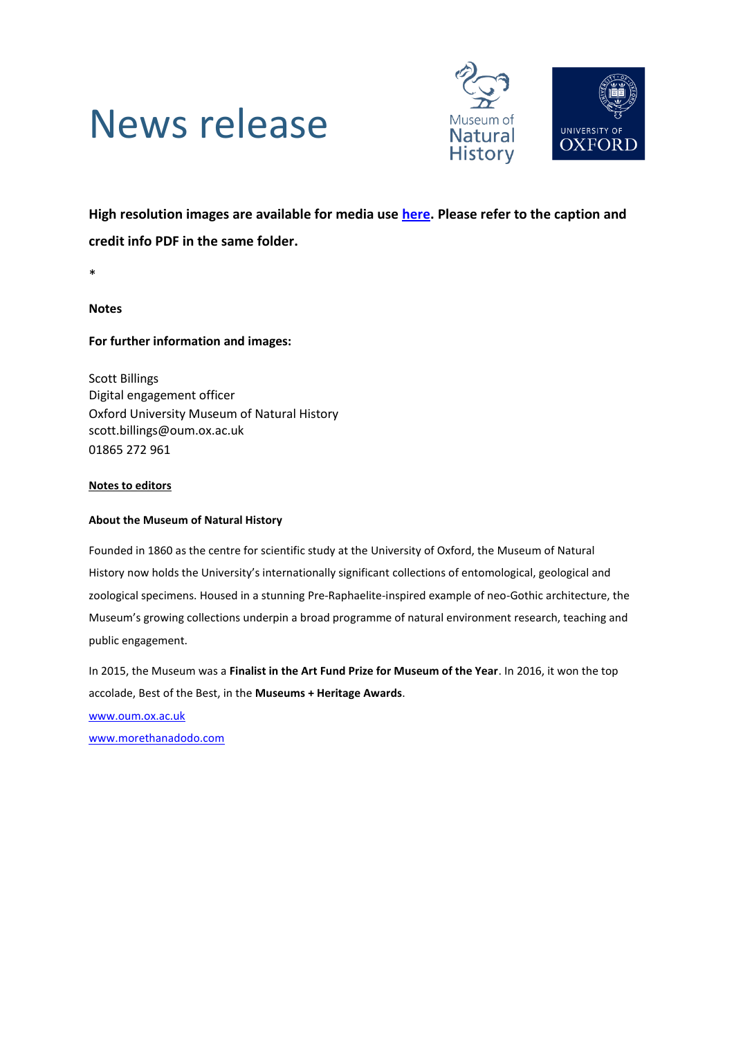# News release

**High resolution images are available for media use [here](). Please refer to the caption and credit info PDF in the same folder.**

*

**Notes**

**For further information and images:**

Scott Billings
Digital engagement officer
Oxford University Museum of Natural History
scott.billings@oum.ox.ac.uk
01865 272 961

**Notes to editors**

**About the Museum of Natural History**

Founded in 1860 as the centre for scientific study at the University of Oxford, the Museum of Natural History now holds the University's internationally significant collections of entomological, geological and zoological specimens. Housed in a stunning Pre-Raphaelite-inspired example of neo-Gothic architecture, the Museum's growing collections underpin a broad programme of natural environment research, teaching and public engagement.

In 2015, the Museum was a **Finalist in the Art Fund Prize for Museum of the Year**. In 2016, it won the top accolade, Best of the Best, in the **Museums + Heritage Awards**.

[www.oum.ox.ac.uk](www.oum.ox.ac.uk)

[www.morethanadodo.com](www.morethanadodo.com)